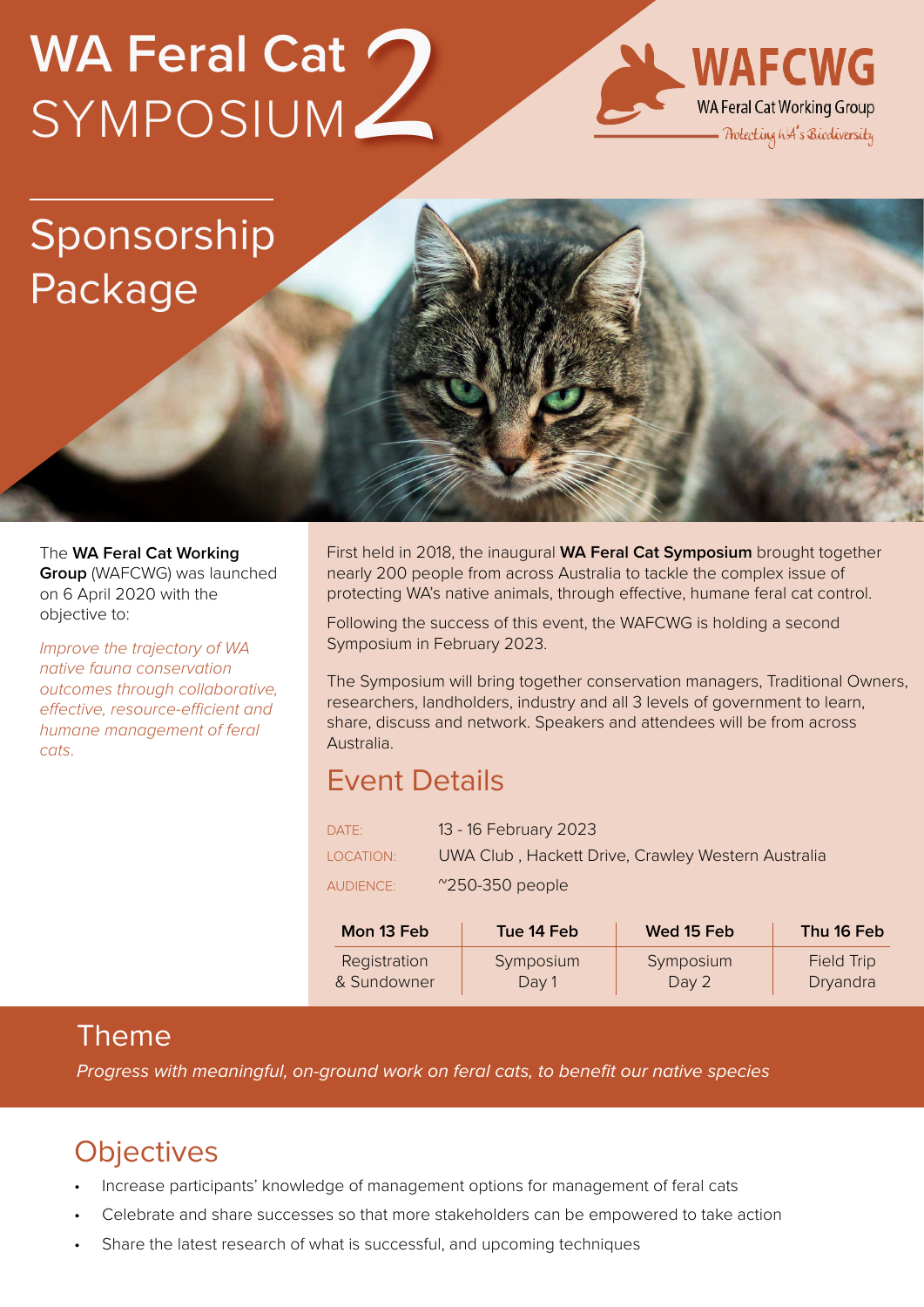# WA Feral Cat SYMPOSIUM 2

**WAFCWG**
WA Feral Cat Working Group
Protecting WA's Biodiversity

## Sponsorship Package

The **WA Feral Cat Working Group** (WAFCWG) was launched on 6 April 2020 with the objective to:

*Improve the trajectory of WA native fauna conservation outcomes through collaborative, effective, resource-efficient and humane management of feral cats.*

First held in 2018, the inaugural **WA Feral Cat Symposium** brought together nearly 200 people from across Australia to tackle the complex issue of protecting WA's native animals, through effective, humane feral cat control.

Following the success of this event, the WAFCWG is holding a second Symposium in February 2023.

The Symposium will bring together conservation managers, Traditional Owners, researchers, landholders, industry and all 3 levels of government to learn, share, discuss and network. Speakers and attendees will be from across Australia.

## Event Details

DATE: 13 - 16 February 2023

LOCATION: UWA Club , Hackett Drive, Crawley Western Australia

AUDIENCE: ~250-350 people

| Mon 13 Feb | Tue 14 Feb | Wed 15 Feb | Thu 16 Feb |
|---|---|---|---|
| Registration & Sundowner | Symposium Day 1 | Symposium Day 2 | Field Trip Dryandra |

## Theme

*Progress with meaningful, on-ground work on feral cats, to benefit our native species*

## Objectives

- Increase participants' knowledge of management options for management of feral cats
- Celebrate and share successes so that more stakeholders can be empowered to take action
- Share the latest research of what is successful, and upcoming techniques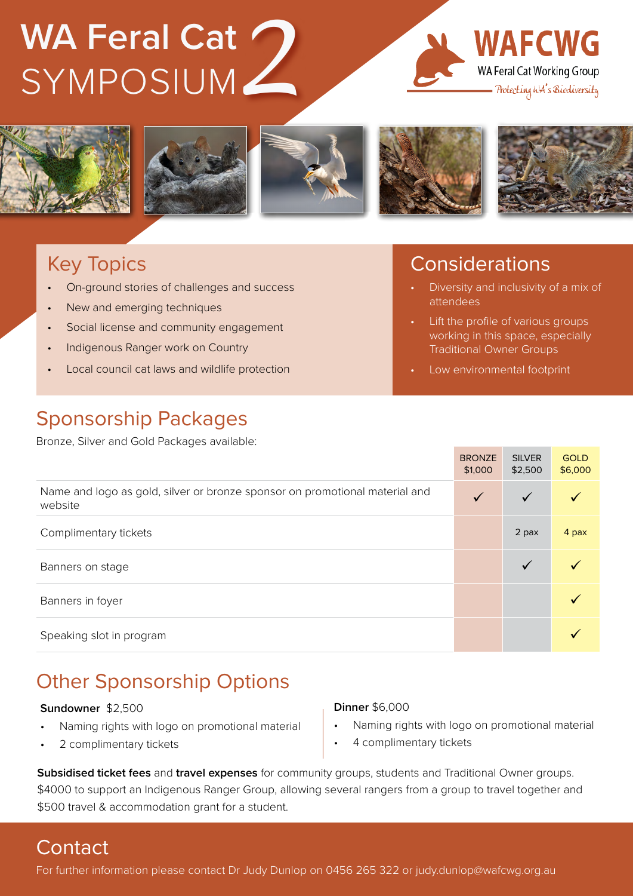# WA Feral Cat SYMPOSIUM 2

**WAFCWG**
WA Feral Cat Working Group
Protecting WA's Biodiversity

## Key Topics

- On-ground stories of challenges and success
- New and emerging techniques
- Social license and community engagement
- Indigenous Ranger work on Country
- Local council cat laws and wildlife protection

## Considerations

- Diversity and inclusivity of a mix of attendees
- Lift the profile of various groups working in this space, especially Traditional Owner Groups
- Low environmental footprint

## Sponsorship Packages

Bronze, Silver and Gold Packages available:

| | BRONZE $1,000 | SILVER $2,500 | GOLD $6,000 |
|---|---|---|---|
| Name and logo as gold, silver or bronze sponsor on promotional material and website | ✓ | ✓ | ✓ |
| Complimentary tickets | | 2 pax | 4 pax |
| Banners on stage | | ✓ | ✓ |
| Banners in foyer | | | ✓ |
| Speaking slot in program | | | ✓ |

## Other Sponsorship Options

**Sundowner** $2,500

- Naming rights with logo on promotional material
- 2 complimentary tickets

**Dinner** $6,000

- Naming rights with logo on promotional material
- 4 complimentary tickets

**Subsidised ticket fees** and **travel expenses** for community groups, students and Traditional Owner groups. $4000 to support an Indigenous Ranger Group, allowing several rangers from a group to travel together and $500 travel & accommodation grant for a student.

## Contact

For further information please contact Dr Judy Dunlop on 0456 265 322 or judy.dunlop@wafcwg.org.au